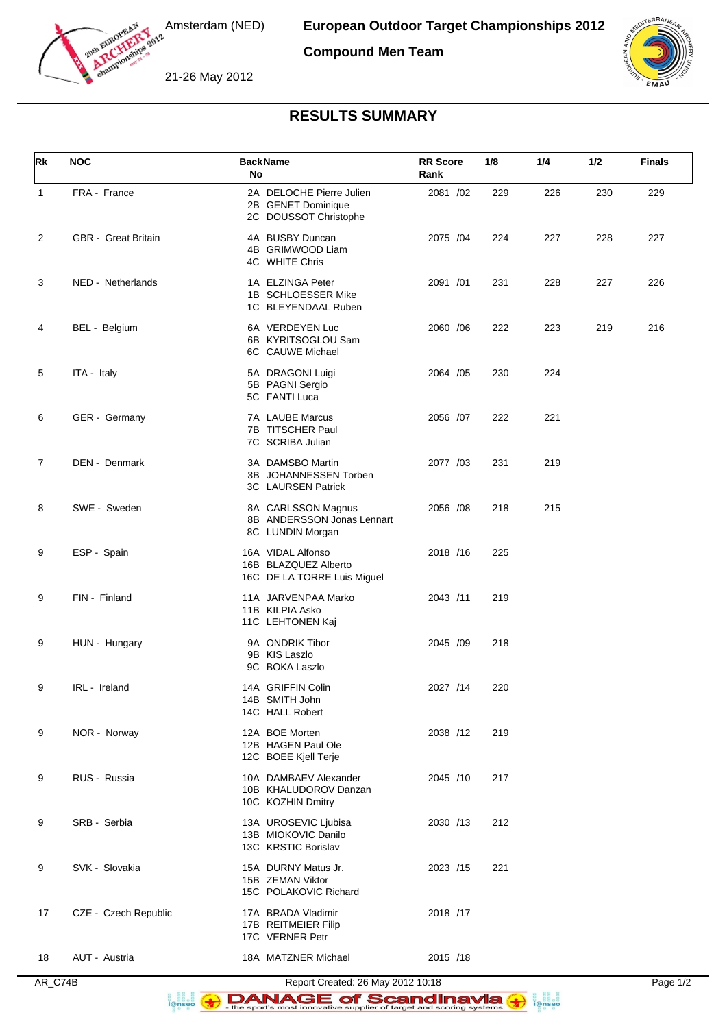Amsterdam (NED)

21-26 May 2012

**European Outdoor Target Championships 2012**

**Compound Men Team**

## RESULTS SUMMARY

| Rk | NOC | Back No | Name | RR Score | Rank | 1/8 | 1/4 | 1/2 | Finals |
|---|---|---|---|---|---|---|---|---|---|
| 1 | FRA - France | 2A | DELOCHE Pierre Julien | 2081 | /02 | 229 | 226 | 230 | 229 |
| | | 2B | GENET Dominique | | | | | | |
| | | 2C | DOUSSOT Christophe | | | | | | |
| 2 | GBR - Great Britain | 4A | BUSBY Duncan | 2075 | /04 | 224 | 227 | 228 | 227 |
| | | 4B | GRIMWOOD Liam | | | | | | |
| | | 4C | WHITE Chris | | | | | | |
| 3 | NED - Netherlands | 1A | ELZINGA Peter | 2091 | /01 | 231 | 228 | 227 | 226 |
| | | 1B | SCHLOESSER Mike | | | | | | |
| | | 1C | BLEYENDAAL Ruben | | | | | | |
| 4 | BEL - Belgium | 6A | VERDEYEN Luc | 2060 | /06 | 222 | 223 | 219 | 216 |
| | | 6B | KYRITSOGLOU Sam | | | | | | |
| | | 6C | CAUWE Michael | | | | | | |
| 5 | ITA - Italy | 5A | DRAGONI Luigi | 2064 | /05 | 230 | 224 | | |
| | | 5B | PAGNI Sergio | | | | | | |
| | | 5C | FANTI Luca | | | | | | |
| 6 | GER - Germany | 7A | LAUBE Marcus | 2056 | /07 | 222 | 221 | | |
| | | 7B | TITSCHER Paul | | | | | | |
| | | 7C | SCRIBA Julian | | | | | | |
| 7 | DEN - Denmark | 3A | DAMSBO Martin | 2077 | /03 | 231 | 219 | | |
| | | 3B | JOHANNESSEN Torben | | | | | | |
| | | 3C | LAURSEN Patrick | | | | | | |
| 8 | SWE - Sweden | 8A | CARLSSON Magnus | 2056 | /08 | 218 | 215 | | |
| | | 8B | ANDERSSON Jonas Lennart | | | | | | |
| | | 8C | LUNDIN Morgan | | | | | | |
| 9 | ESP - Spain | 16A | VIDAL Alfonso | 2018 | /16 | 225 | | | |
| | | 16B | BLAZQUEZ Alberto | | | | | | |
| | | 16C | DE LA TORRE Luis Miguel | | | | | | |
| 9 | FIN - Finland | 11A | JARVENPAA Marko | 2043 | /11 | 219 | | | |
| | | 11B | KILPIA Asko | | | | | | |
| | | 11C | LEHTONEN Kaj | | | | | | |
| 9 | HUN - Hungary | 9A | ONDRIK Tibor | 2045 | /09 | 218 | | | |
| | | 9B | KIS Laszlo | | | | | | |
| | | 9C | BOKA Laszlo | | | | | | |
| 9 | IRL - Ireland | 14A | GRIFFIN Colin | 2027 | /14 | 220 | | | |
| | | 14B | SMITH John | | | | | | |
| | | 14C | HALL Robert | | | | | | |
| 9 | NOR - Norway | 12A | BOE Morten | 2038 | /12 | 219 | | | |
| | | 12B | HAGEN Paul Ole | | | | | | |
| | | 12C | BOEE Kjell Terje | | | | | | |
| 9 | RUS - Russia | 10A | DAMBAEV Alexander | 2045 | /10 | 217 | | | |
| | | 10B | KHALUDOROV Danzan | | | | | | |
| | | 10C | KOZHIN Dmitry | | | | | | |
| 9 | SRB - Serbia | 13A | UROSEVIC Ljubisa | 2030 | /13 | 212 | | | |
| | | 13B | MIOKOVIC Danilo | | | | | | |
| | | 13C | KRSTIC Borislav | | | | | | |
| 9 | SVK - Slovakia | 15A | DURNY Matus Jr. | 2023 | /15 | 221 | | | |
| | | 15B | ZEMAN Viktor | | | | | | |
| | | 15C | POLAKOVIC Richard | | | | | | |
| 17 | CZE - Czech Republic | 17A | BRADA Vladimir | 2018 | /17 | | | | |
| | | 17B | REITMEIER Filip | | | | | | |
| | | 17C | VERNER Petr | | | | | | |
| 18 | AUT - Austria | 18A | MATZNER Michael | 2015 | /18 | | | | |

AR_C74B Report Created: 26 May 2012 10:18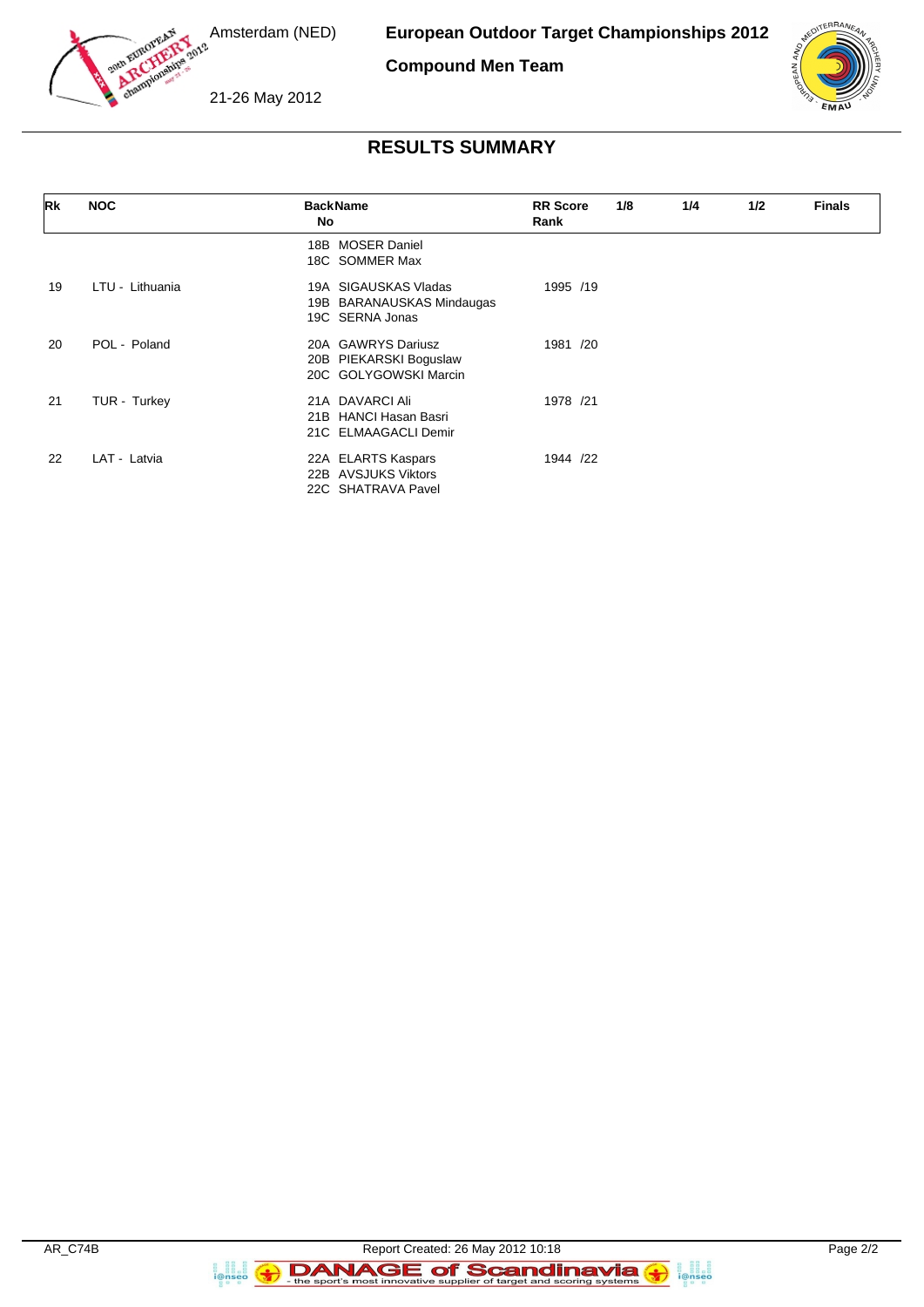# RESULTS SUMMARY

| Rk | NOC | Back No | Name | RR Score Rank | 1/8 | 1/4 | 1/2 | Finals |
|---|---|---|---|---|---|---|---|---|
| | | 18B | MOSER Daniel | | | | | |
| | | 18C | SOMMER Max | | | | | |
| 19 | LTU - Lithuania | 19A | SIGAUSKAS Vladas | 1995 /19 | | | | |
| | | 19B | BARANAUSKAS Mindaugas | | | | | |
| | | 19C | SERNA Jonas | | | | | |
| 20 | POL - Poland | 20A | GAWRYS Dariusz | 1981 /20 | | | | |
| | | 20B | PIEKARSKI Boguslaw | | | | | |
| | | 20C | GOLYGOWSKI Marcin | | | | | |
| 21 | TUR - Turkey | 21A | DAVARCI Ali | 1978 /21 | | | | |
| | | 21B | HANCI Hasan Basri | | | | | |
| | | 21C | ELMAAGACLI Demir | | | | | |
| 22 | LAT - Latvia | 22A | ELARTS Kaspars | 1944 /22 | | | | |
| | | 22B | AVSJUKS Viktors | | | | | |
| | | 22C | SHATRAVA Pavel | | | | | |

AR_C74B

Report Created: 26 May 2012 10:18